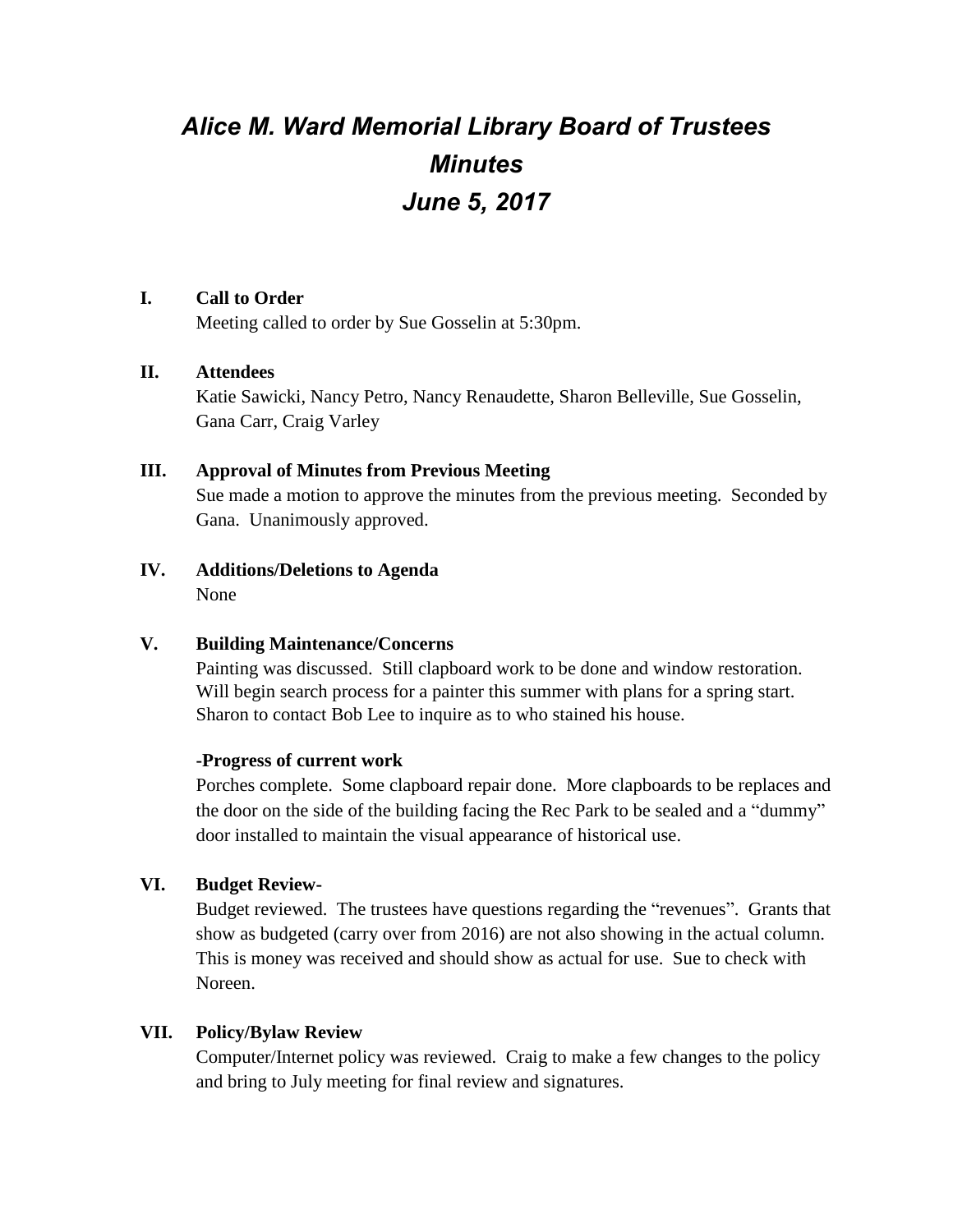# *Alice M. Ward Memorial Library Board of Trustees*
# *Minutes*
# *June 5, 2017*

## I. Call to Order

Meeting called to order by Sue Gosselin at 5:30pm.

## II. Attendees

Katie Sawicki, Nancy Petro, Nancy Renaudette, Sharon Belleville, Sue Gosselin, Gana Carr, Craig Varley

## III. Approval of Minutes from Previous Meeting

Sue made a motion to approve the minutes from the previous meeting. Seconded by Gana. Unanimously approved.

## IV. Additions/Deletions to Agenda

None

## V. Building Maintenance/Concerns

Painting was discussed. Still clapboard work to be done and window restoration. Will begin search process for a painter this summer with plans for a spring start. Sharon to contact Bob Lee to inquire as to who stained his house.

### -Progress of current work

Porches complete. Some clapboard repair done. More clapboards to be replaces and the door on the side of the building facing the Rec Park to be sealed and a "dummy" door installed to maintain the visual appearance of historical use.

## VI. Budget Review-

Budget reviewed. The trustees have questions regarding the "revenues". Grants that show as budgeted (carry over from 2016) are not also showing in the actual column. This is money was received and should show as actual for use. Sue to check with Noreen.

## VII. Policy/Bylaw Review

Computer/Internet policy was reviewed. Craig to make a few changes to the policy and bring to July meeting for final review and signatures.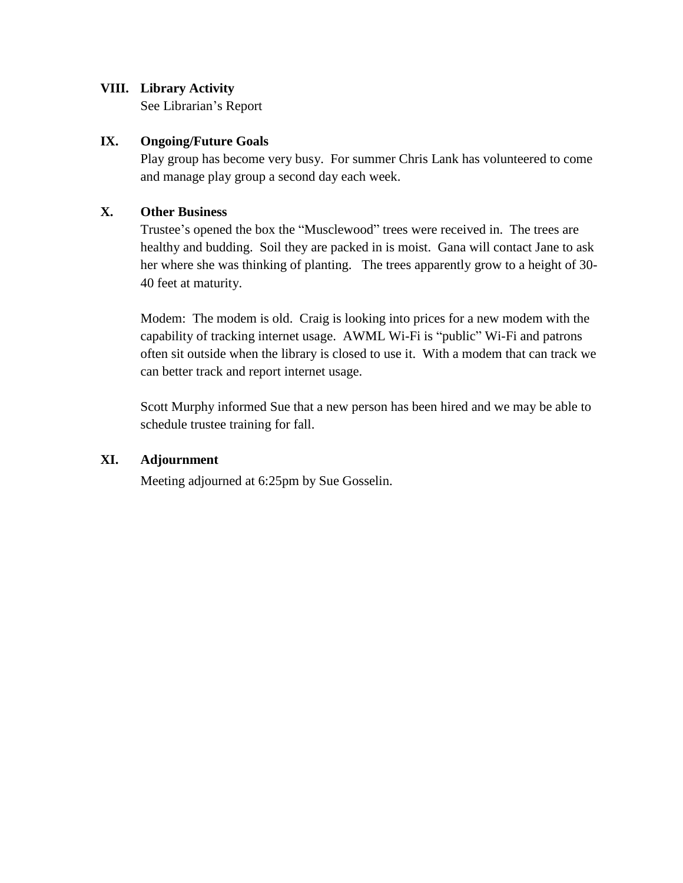## VIII. Library Activity

See Librarian's Report

## IX. Ongoing/Future Goals

Play group has become very busy. For summer Chris Lank has volunteered to come and manage play group a second day each week.

## X. Other Business

Trustee's opened the box the "Musclewood" trees were received in. The trees are healthy and budding. Soil they are packed in is moist. Gana will contact Jane to ask her where she was thinking of planting. The trees apparently grow to a height of 30-40 feet at maturity.

Modem: The modem is old. Craig is looking into prices for a new modem with the capability of tracking internet usage. AWML Wi-Fi is "public" Wi-Fi and patrons often sit outside when the library is closed to use it. With a modem that can track we can better track and report internet usage.

Scott Murphy informed Sue that a new person has been hired and we may be able to schedule trustee training for fall.

## XI. Adjournment

Meeting adjourned at 6:25pm by Sue Gosselin.